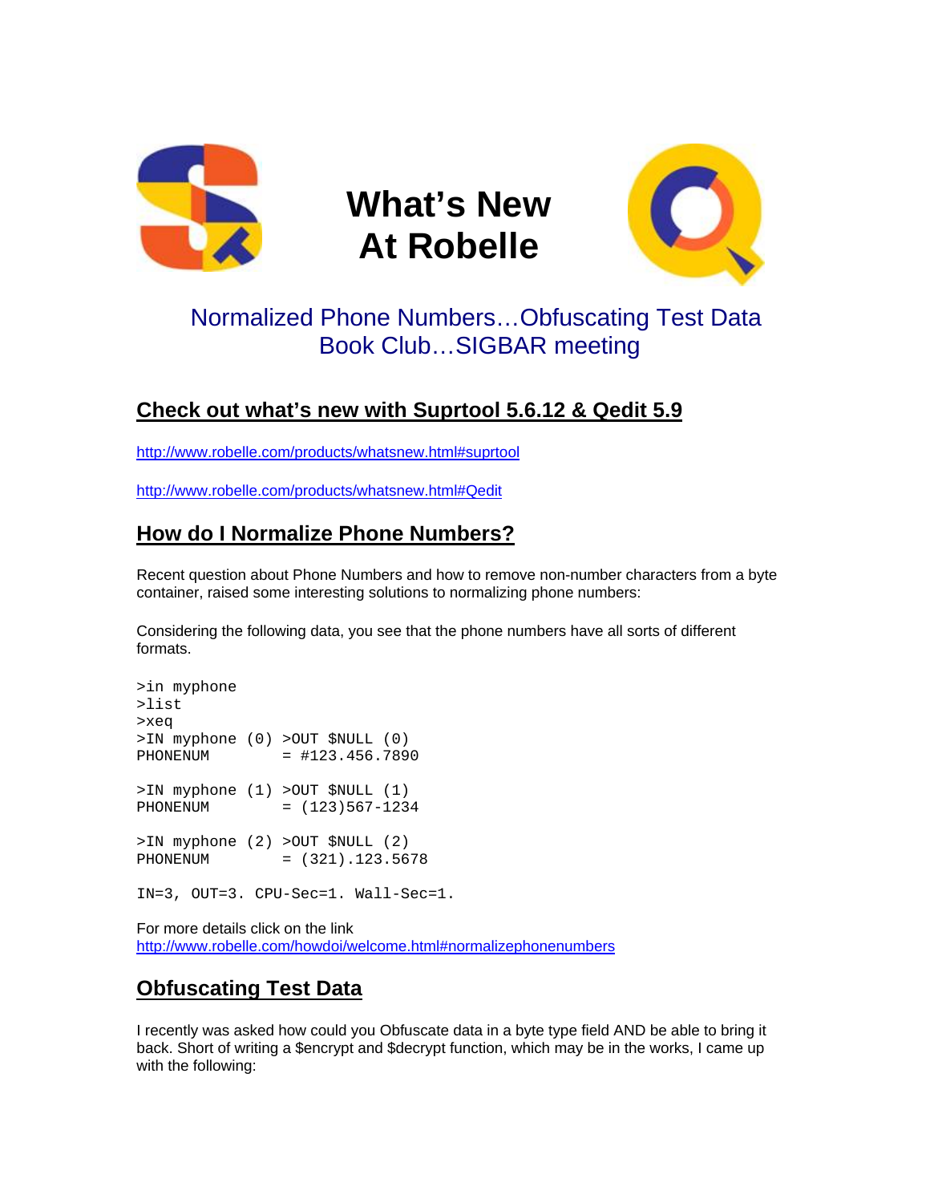# What's New At Robelle

Normalized Phone Numbers…Obfuscating Test Data
Book Club…SIGBAR meeting

## Check out what's new with Suprtool 5.6.12 & Qedit 5.9

http://www.robelle.com/products/whatsnew.html#suprtool

http://www.robelle.com/products/whatsnew.html#Qedit

## How do I Normalize Phone Numbers?

Recent question about Phone Numbers and how to remove non-number characters from a byte container, raised some interesting solutions to normalizing phone numbers:

Considering the following data, you see that the phone numbers have all sorts of different formats.

```
>in myphone
>list
>xeq
>IN myphone (0) >OUT $NULL (0)
PHONENUM        = #123.456.7890

>IN myphone (1) >OUT $NULL (1)
PHONENUM        = (123)567-1234

>IN myphone (2) >OUT $NULL (2)
PHONENUM        = (321).123.5678

IN=3, OUT=3. CPU-Sec=1. Wall-Sec=1.
```

For more details click on the link
http://www.robelle.com/howdoi/welcome.html#normalizephonenumbers

## Obfuscating Test Data

I recently was asked how could you Obfuscate data in a byte type field AND be able to bring it back. Short of writing a $encrypt and $decrypt function, which may be in the works, I came up with the following: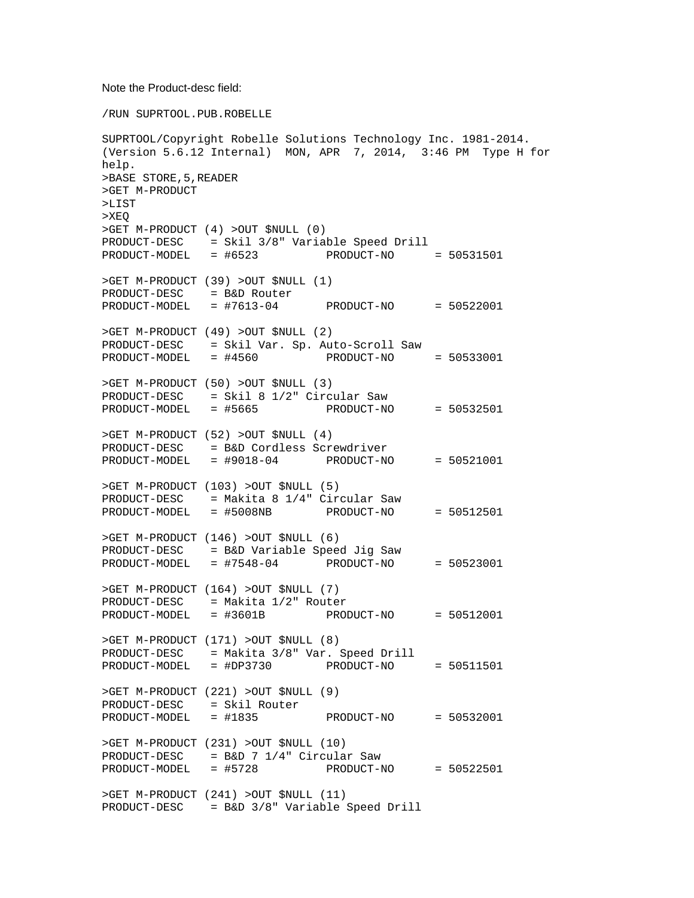Note the Product-desc field:

```
/RUN SUPRTOOL.PUB.ROBELLE

SUPRTOOL/Copyright Robelle Solutions Technology Inc. 1981-2014.
(Version 5.6.12 Internal)  MON, APR  7, 2014,  3:46 PM  Type H for
help.
>BASE STORE,5,READER
>GET M-PRODUCT
>LIST
>XEQ
>GET M-PRODUCT (4) >OUT $NULL (0)
PRODUCT-DESC    = Skil 3/8" Variable Speed Drill
PRODUCT-MODEL   = #6523          PRODUCT-NO      = 50531501

>GET M-PRODUCT (39) >OUT $NULL (1)
PRODUCT-DESC    = B&D Router
PRODUCT-MODEL   = #7613-04       PRODUCT-NO      = 50522001

>GET M-PRODUCT (49) >OUT $NULL (2)
PRODUCT-DESC    = Skil Var. Sp. Auto-Scroll Saw
PRODUCT-MODEL   = #4560          PRODUCT-NO      = 50533001

>GET M-PRODUCT (50) >OUT $NULL (3)
PRODUCT-DESC    = Skil 8 1/2" Circular Saw
PRODUCT-MODEL   = #5665          PRODUCT-NO      = 50532501

>GET M-PRODUCT (52) >OUT $NULL (4)
PRODUCT-DESC    = B&D Cordless Screwdriver
PRODUCT-MODEL   = #9018-04       PRODUCT-NO      = 50521001

>GET M-PRODUCT (103) >OUT $NULL (5)
PRODUCT-DESC    = Makita 8 1/4" Circular Saw
PRODUCT-MODEL   = #5008NB        PRODUCT-NO      = 50512501

>GET M-PRODUCT (146) >OUT $NULL (6)
PRODUCT-DESC    = B&D Variable Speed Jig Saw
PRODUCT-MODEL   = #7548-04       PRODUCT-NO      = 50523001

>GET M-PRODUCT (164) >OUT $NULL (7)
PRODUCT-DESC    = Makita 1/2" Router
PRODUCT-MODEL   = #3601B         PRODUCT-NO      = 50512001

>GET M-PRODUCT (171) >OUT $NULL (8)
PRODUCT-DESC    = Makita 3/8" Var. Speed Drill
PRODUCT-MODEL   = #DP3730        PRODUCT-NO      = 50511501

>GET M-PRODUCT (221) >OUT $NULL (9)
PRODUCT-DESC    = Skil Router
PRODUCT-MODEL   = #1835          PRODUCT-NO      = 50532001

>GET M-PRODUCT (231) >OUT $NULL (10)
PRODUCT-DESC    = B&D 7 1/4" Circular Saw
PRODUCT-MODEL   = #5728          PRODUCT-NO      = 50522501

>GET M-PRODUCT (241) >OUT $NULL (11)
PRODUCT-DESC    = B&D 3/8" Variable Speed Drill
```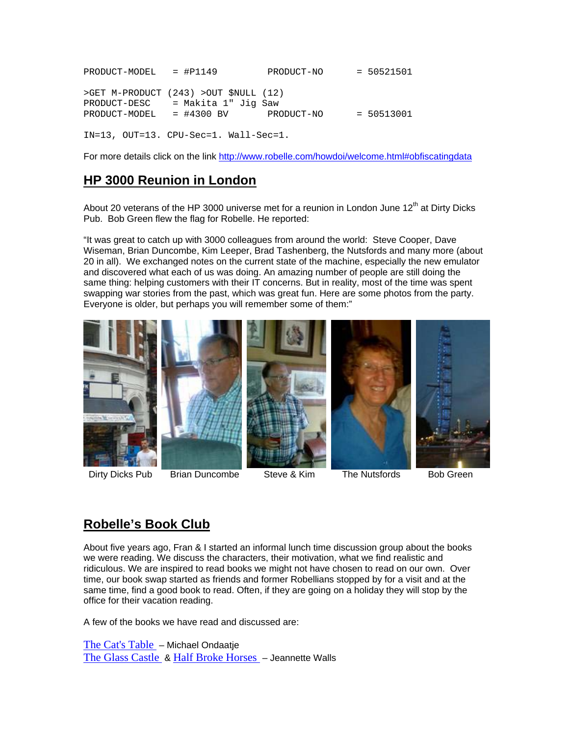```
PRODUCT-MODEL   = #P1149          PRODUCT-NO      = 50521501

>GET M-PRODUCT (243) >OUT $NULL (12)
PRODUCT-DESC    = Makita 1" Jig Saw
PRODUCT-MODEL   = #4300 BV        PRODUCT-NO      = 50513001

IN=13, OUT=13. CPU-Sec=1. Wall-Sec=1.
```

For more details click on the link http://www.robelle.com/howdoi/welcome.html#obfiscatingdata

## HP 3000 Reunion in London

About 20 veterans of the HP 3000 universe met for a reunion in London June 12th at Dirty Dicks Pub. Bob Green flew the flag for Robelle. He reported:

"It was great to catch up with 3000 colleagues from around the world: Steve Cooper, Dave Wiseman, Brian Duncombe, Kim Leeper, Brad Tashenberg, the Nutsfords and many more (about 20 in all). We exchanged notes on the current state of the machine, especially the new emulator and discovered what each of us was doing. An amazing number of people are still doing the same thing: helping customers with their IT concerns. But in reality, most of the time was spent swapping war stories from the past, which was great fun. Here are some photos from the party. Everyone is older, but perhaps you will remember some of them:"

Dirty Dicks Pub | Brian Duncombe | Steve & Kim | The Nutsfords | Bob Green

## Robelle's Book Club

About five years ago, Fran & I started an informal lunch time discussion group about the books we were reading. We discuss the characters, their motivation, what we find realistic and ridiculous. We are inspired to read books we might not have chosen to read on our own. Over time, our book swap started as friends and former Robellians stopped by for a visit and at the same time, find a good book to read. Often, if they are going on a holiday they will stop by the office for their vacation reading.

A few of the books we have read and discussed are:

The Cat's Table – Michael Ondaatje
The Glass Castle & Half Broke Horses – Jeannette Walls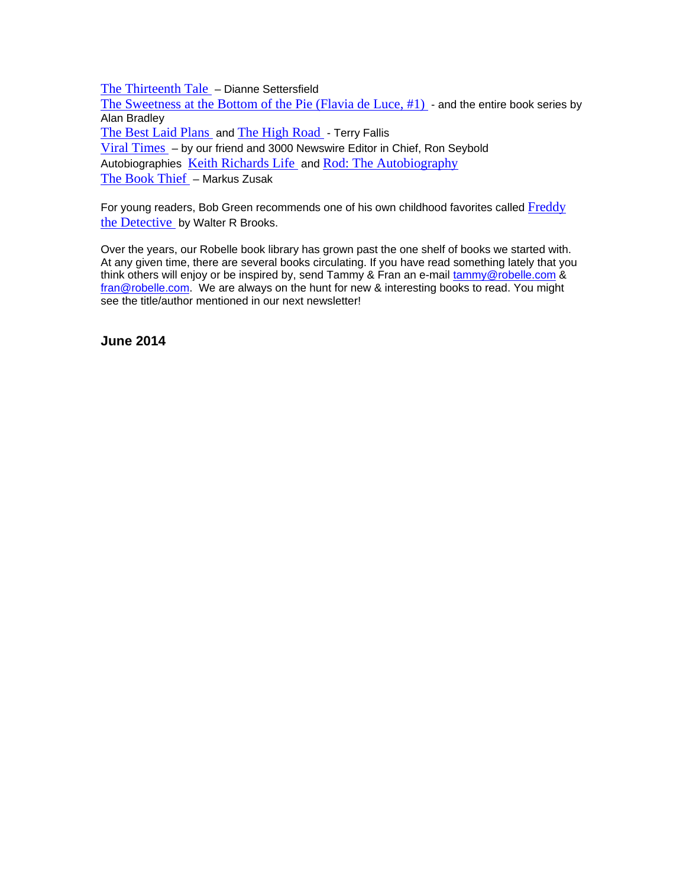The Thirteenth Tale – Dianne Settersfield
The Sweetness at the Bottom of the Pie (Flavia de Luce, #1) - and the entire book series by Alan Bradley
The Best Laid Plans and The High Road - Terry Fallis
Viral Times – by our friend and 3000 Newswire Editor in Chief, Ron Seybold
Autobiographies Keith Richards Life and Rod: The Autobiography
The Book Thief – Markus Zusak

For young readers, Bob Green recommends one of his own childhood favorites called Freddy the Detective by Walter R Brooks.

Over the years, our Robelle book library has grown past the one shelf of books we started with. At any given time, there are several books circulating. If you have read something lately that you think others will enjoy or be inspired by, send Tammy & Fran an e-mail tammy@robelle.com & fran@robelle.com. We are always on the hunt for new & interesting books to read. You might see the title/author mentioned in our next newsletter!

**June 2014**